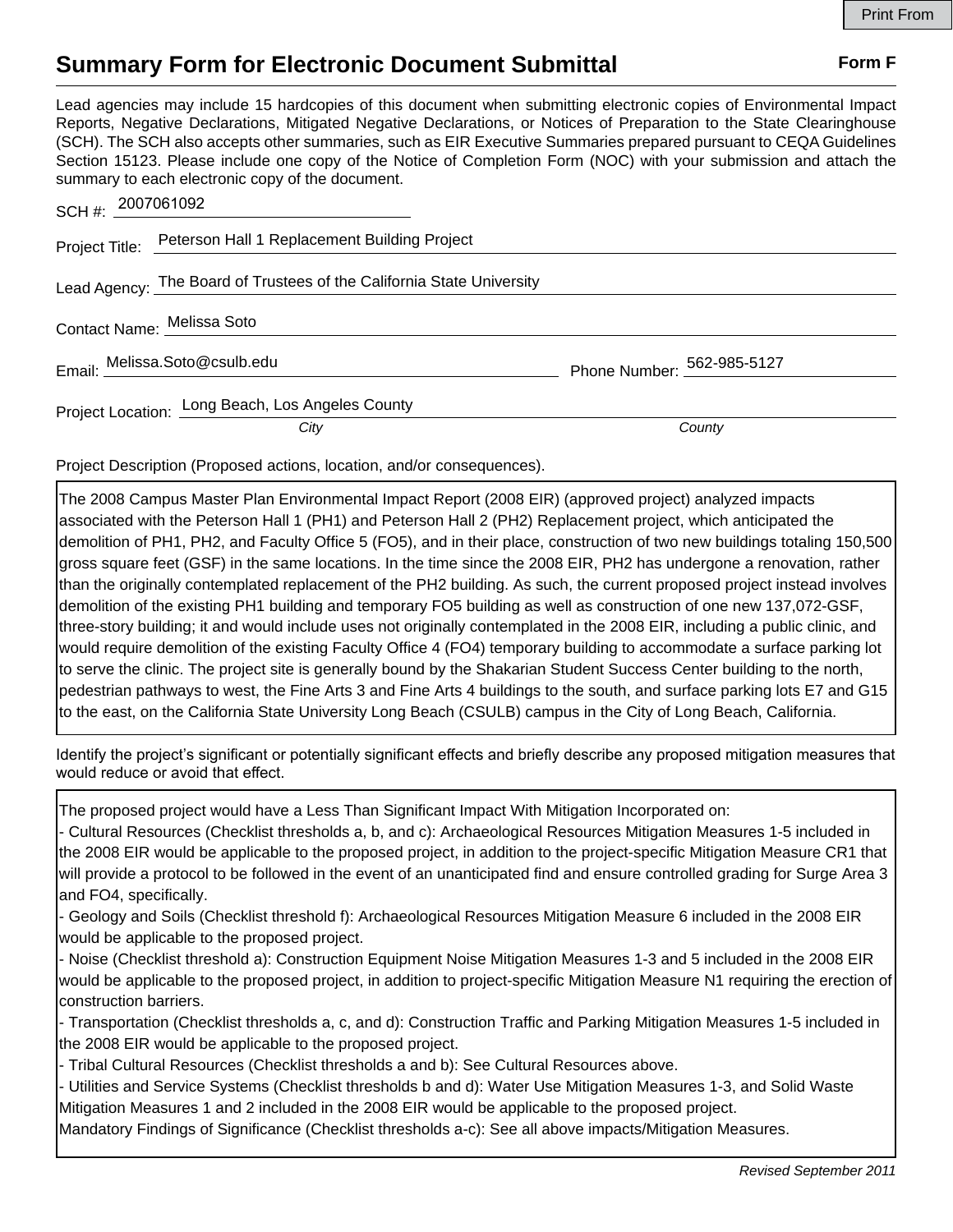# Summary Form for Electronic Document Submittal

**Form F**

Lead agencies may include 15 hardcopies of this document when submitting electronic copies of Environmental Impact Reports, Negative Declarations, Mitigated Negative Declarations, or Notices of Preparation to the State Clearinghouse (SCH). The SCH also accepts other summaries, such as EIR Executive Summaries prepared pursuant to CEQA Guidelines Section 15123. Please include one copy of the Notice of Completion Form (NOC) with your submission and attach the summary to each electronic copy of the document.

SCH #: 2007061092

Project Title: Peterson Hall 1 Replacement Building Project

Lead Agency: The Board of Trustees of the California State University

Contact Name: Melissa Soto

Email: Melissa.Soto@csulb.edu Phone Number: 562-985-5127

Project Location: Long Beach, Los Angeles County
*City* *County*

Project Description (Proposed actions, location, and/or consequences).

The 2008 Campus Master Plan Environmental Impact Report (2008 EIR) (approved project) analyzed impacts associated with the Peterson Hall 1 (PH1) and Peterson Hall 2 (PH2) Replacement project, which anticipated the demolition of PH1, PH2, and Faculty Office 5 (FO5), and in their place, construction of two new buildings totaling 150,500 gross square feet (GSF) in the same locations. In the time since the 2008 EIR, PH2 has undergone a renovation, rather than the originally contemplated replacement of the PH2 building. As such, the current proposed project instead involves demolition of the existing PH1 building and temporary FO5 building as well as construction of one new 137,072-GSF, three-story building; it and would include uses not originally contemplated in the 2008 EIR, including a public clinic, and would require demolition of the existing Faculty Office 4 (FO4) temporary building to accommodate a surface parking lot to serve the clinic. The project site is generally bound by the Shakarian Student Success Center building to the north, pedestrian pathways to west, the Fine Arts 3 and Fine Arts 4 buildings to the south, and surface parking lots E7 and G15 to the east, on the California State University Long Beach (CSULB) campus in the City of Long Beach, California.

Identify the project's significant or potentially significant effects and briefly describe any proposed mitigation measures that would reduce or avoid that effect.

The proposed project would have a Less Than Significant Impact With Mitigation Incorporated on:
- Cultural Resources (Checklist thresholds a, b, and c): Archaeological Resources Mitigation Measures 1-5 included in the 2008 EIR would be applicable to the proposed project, in addition to the project-specific Mitigation Measure CR1 that will provide a protocol to be followed in the event of an unanticipated find and ensure controlled grading for Surge Area 3 and FO4, specifically.
- Geology and Soils (Checklist threshold f): Archaeological Resources Mitigation Measure 6 included in the 2008 EIR would be applicable to the proposed project.
- Noise (Checklist threshold a): Construction Equipment Noise Mitigation Measures 1-3 and 5 included in the 2008 EIR would be applicable to the proposed project, in addition to project-specific Mitigation Measure N1 requiring the erection of construction barriers.
- Transportation (Checklist thresholds a, c, and d): Construction Traffic and Parking Mitigation Measures 1-5 included in the 2008 EIR would be applicable to the proposed project.
- Tribal Cultural Resources (Checklist thresholds a and b): See Cultural Resources above.
- Utilities and Service Systems (Checklist thresholds b and d): Water Use Mitigation Measures 1-3, and Solid Waste Mitigation Measures 1 and 2 included in the 2008 EIR would be applicable to the proposed project.

Mandatory Findings of Significance (Checklist thresholds a-c): See all above impacts/Mitigation Measures.

*Revised September 2011*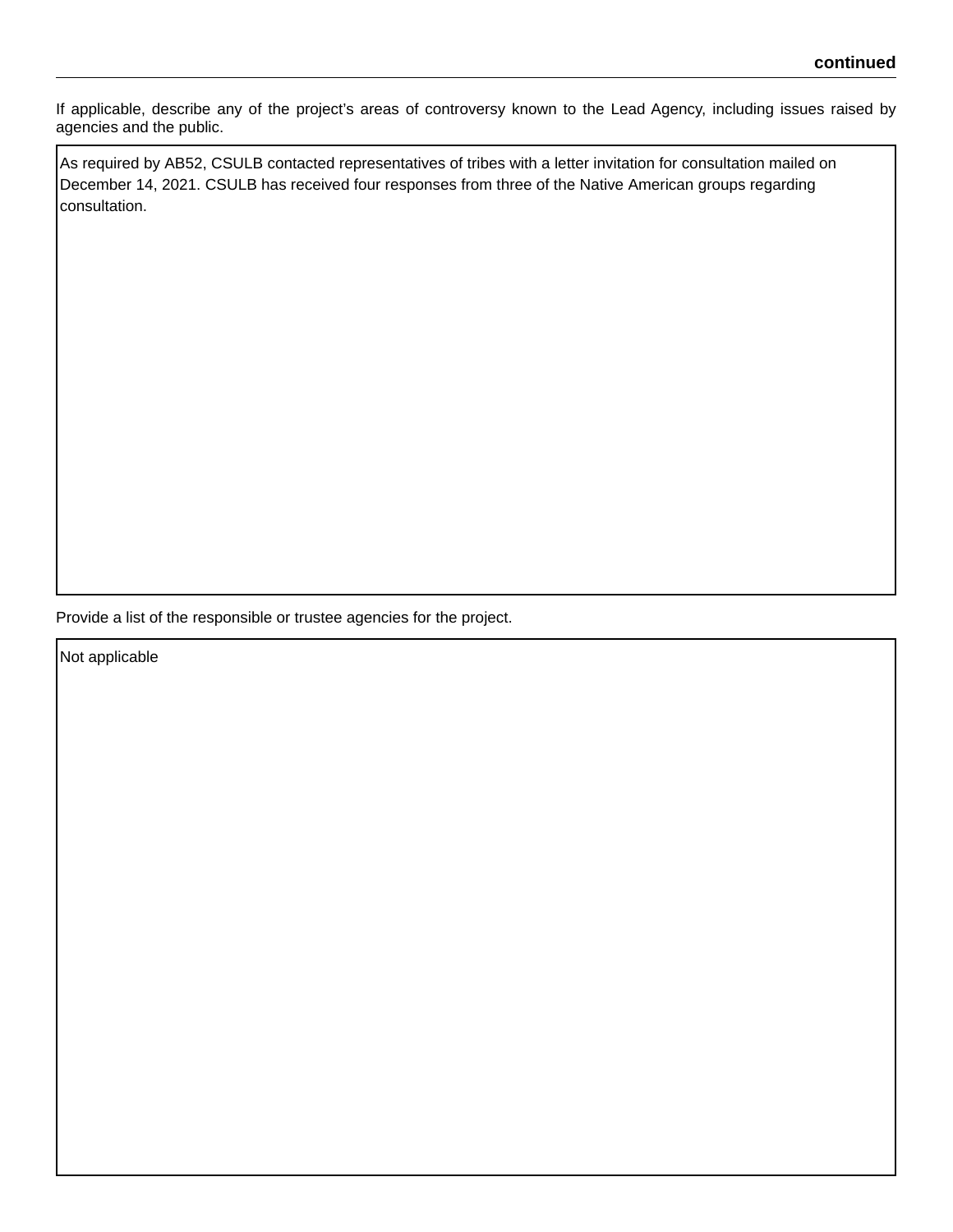**continued**

If applicable, describe any of the project's areas of controversy known to the Lead Agency, including issues raised by agencies and the public.

As required by AB52, CSULB contacted representatives of tribes with a letter invitation for consultation mailed on December 14, 2021. CSULB has received four responses from three of the Native American groups regarding consultation.

Provide a list of the responsible or trustee agencies for the project.

Not applicable